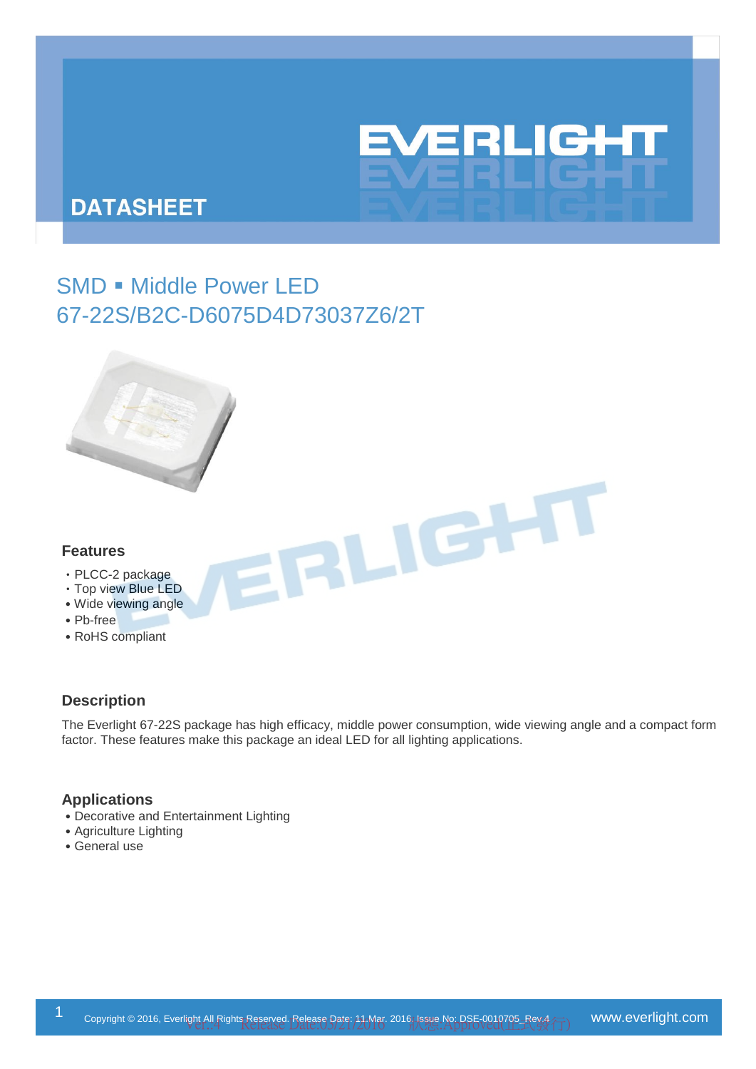# DATASHEET

## SMD ▪ Middle Power LED
## 67-22S/B2C-D6075D4D73037Z6/2T

### Features

- PLCC-2 package
- Top view Blue LED
- Wide viewing angle
- Pb-free
- RoHS compliant

### Description

The Everlight 67-22S package has high efficacy, middle power consumption, wide viewing angle and a compact form factor. These features make this package an ideal LED for all lighting applications.

### Applications

- Decorative and Entertainment Lighting
- Agriculture Lighting
- General use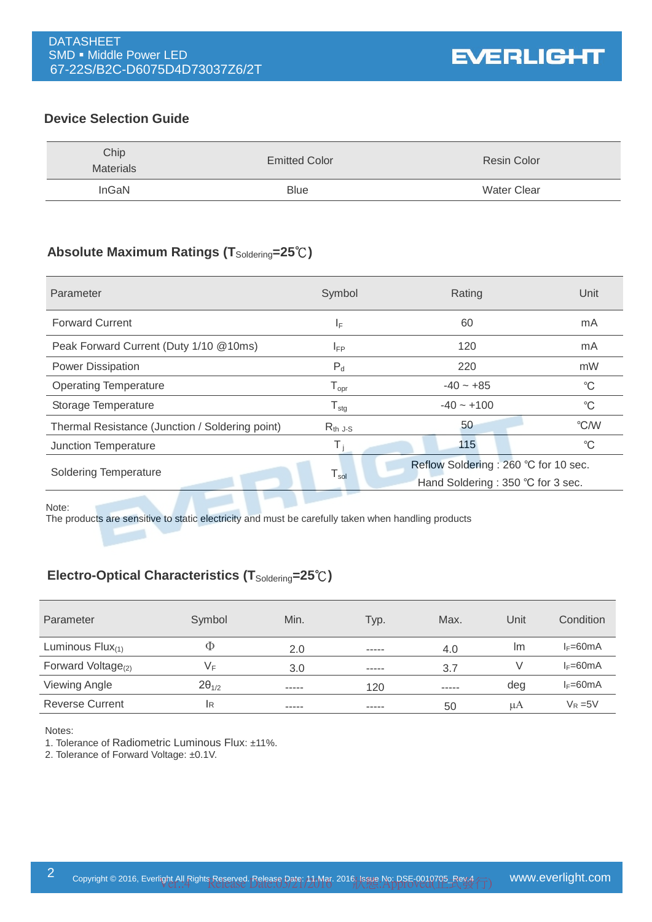## Device Selection Guide

| Chip Materials | Emitted Color | Resin Color |
|---|---|---|
| InGaN | Blue | Water Clear |

## Absolute Maximum Ratings ($T_{Soldering}$=25℃)

| Parameter | Symbol | Rating | Unit |
|---|---|---|---|
| Forward Current | $I_F$ | 60 | mA |
| Peak Forward Current (Duty 1/10 @10ms) | $I_{FP}$ | 120 | mA |
| Power Dissipation | $P_d$ | 220 | mW |
| Operating Temperature | $T_{opr}$ | -40 ~ +85 | ℃ |
| Storage Temperature | $T_{stg}$ | -40 ~ +100 | ℃ |
| Thermal Resistance (Junction / Soldering point) | $R_{th\ J\text{-}S}$ | 50 | ℃/W |
| Junction Temperature | $T_j$ | 115 | ℃ |
| Soldering Temperature | $T_{sol}$ | Reflow Soldering : 260 ℃ for 10 sec.<br>Hand Soldering : 350 ℃ for 3 sec. | |

Note:
The products are sensitive to static electricity and must be carefully taken when handling products

## Electro-Optical Characteristics ($T_{Soldering}$=25℃)

| Parameter | Symbol | Min. | Typ. | Max. | Unit | Condition |
|---|---|---|---|---|---|---|
| Luminous Flux(1) | $\Phi$ | 2.0 | ----- | 4.0 | lm | $I_F$=60mA |
| Forward Voltage(2) | $V_F$ | 3.0 | ----- | 3.7 | V | $I_F$=60mA |
| Viewing Angle | $2\theta_{1/2}$ | ----- | 120 | ----- | deg | $I_F$=60mA |
| Reverse Current | $I_R$ | ----- | ----- | 50 | μA | $V_R$ =5V |

Notes:
1. Tolerance of Radiometric Luminous Flux: ±11%.
2. Tolerance of Forward Voltage: ±0.1V.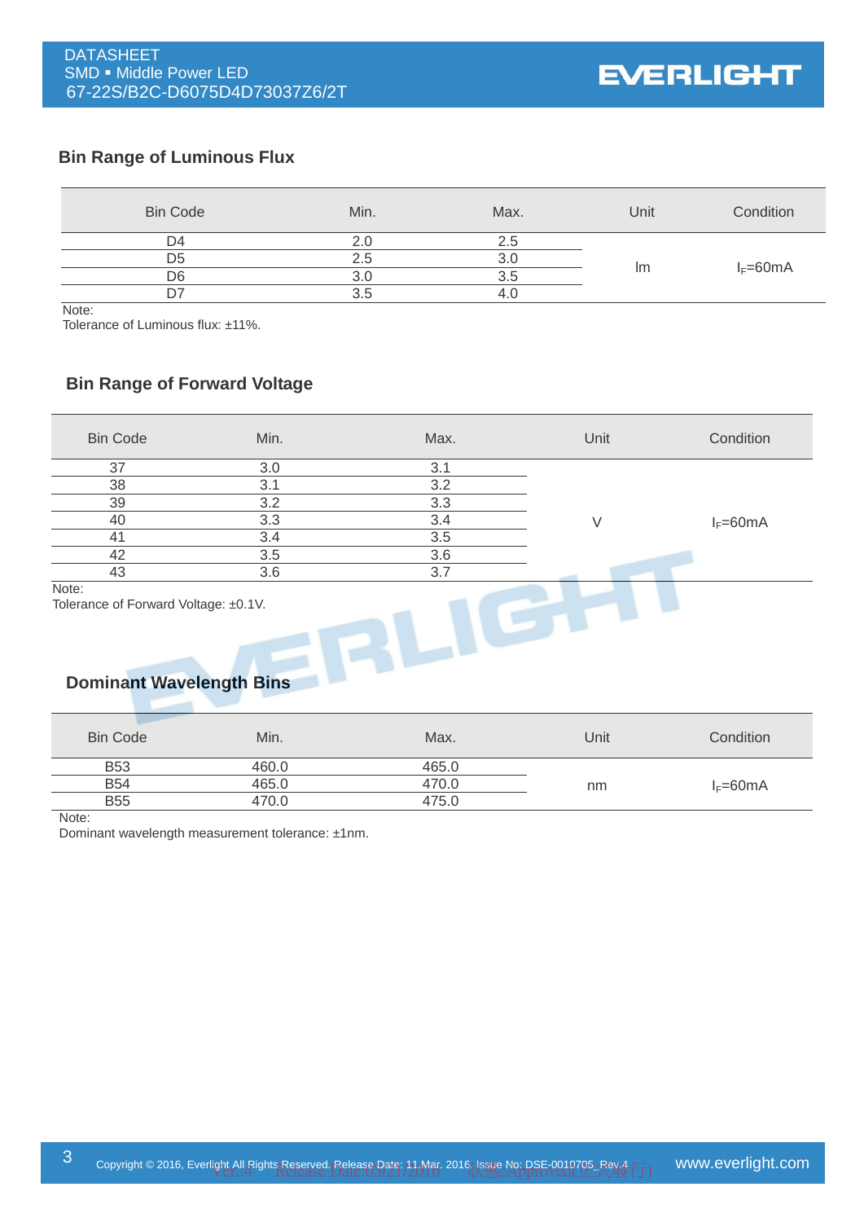## Bin Range of Luminous Flux

| Bin Code | Min. | Max. | Unit | Condition |
|---|---|---|---|---|
| D4 | 2.0 | 2.5 | lm | $I_F$=60mA |
| D5 | 2.5 | 3.0 | | |
| D6 | 3.0 | 3.5 | | |
| D7 | 3.5 | 4.0 | | |

Note:
Tolerance of Luminous flux: ±11%.

## Bin Range of Forward Voltage

| Bin Code | Min. | Max. | Unit | Condition |
|---|---|---|---|---|
| 37 | 3.0 | 3.1 | V | $I_F$=60mA |
| 38 | 3.1 | 3.2 | | |
| 39 | 3.2 | 3.3 | | |
| 40 | 3.3 | 3.4 | | |
| 41 | 3.4 | 3.5 | | |
| 42 | 3.5 | 3.6 | | |
| 43 | 3.6 | 3.7 | | |

Note:
Tolerance of Forward Voltage: ±0.1V.

## Dominant Wavelength Bins

| Bin Code | Min. | Max. | Unit | Condition |
|---|---|---|---|---|
| B53 | 460.0 | 465.0 | nm | $I_F$=60mA |
| B54 | 465.0 | 470.0 | | |
| B55 | 470.0 | 475.0 | | |

Note:
Dominant wavelength measurement tolerance: ±1nm.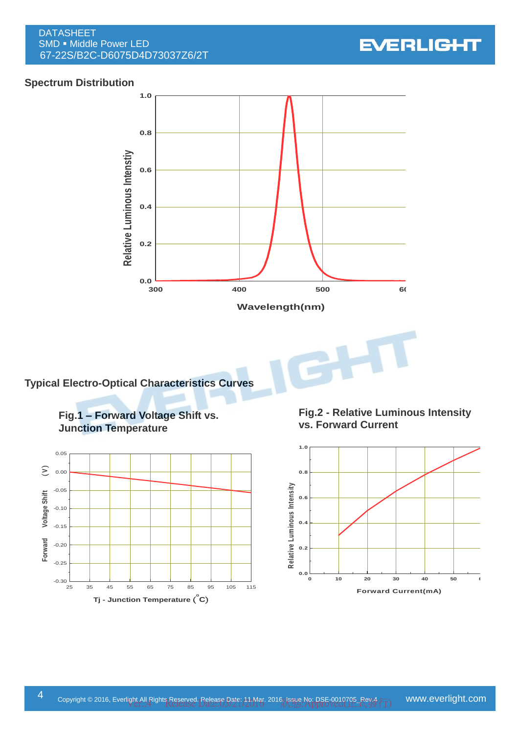## Spectrum Distribution

## Typical Electro-Optical Characteristics Curves

### Fig.1 – Forward Voltage Shift vs. Junction Temperature

### Fig.2 - Relative Luminous Intensity vs. Forward Current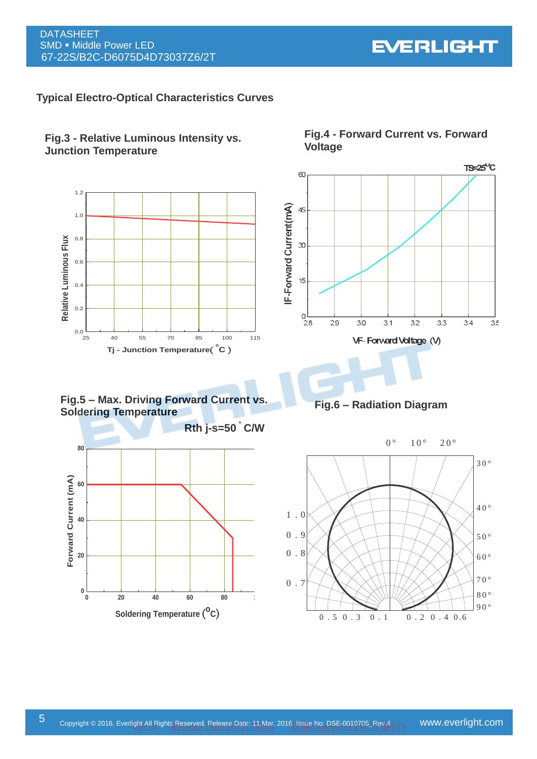## Typical Electro-Optical Characteristics Curves

### Fig.3 - Relative Luminous Intensity vs. Junction Temperature

Relative Luminous Flux

Tj - Junction Temperature( °C )

### Fig.4 - Forward Current vs. Forward Voltage

TS=25°C

IF-Forward Current(mA)

VF- Forward Voltage (V)

### Fig.5 – Max. Driving Forward Current vs. Soldering Temperature

Rth j-s=50 °C/W

Forward Current (mA)

Soldering Temperature (°C)

### Fig.6 – Radiation Diagram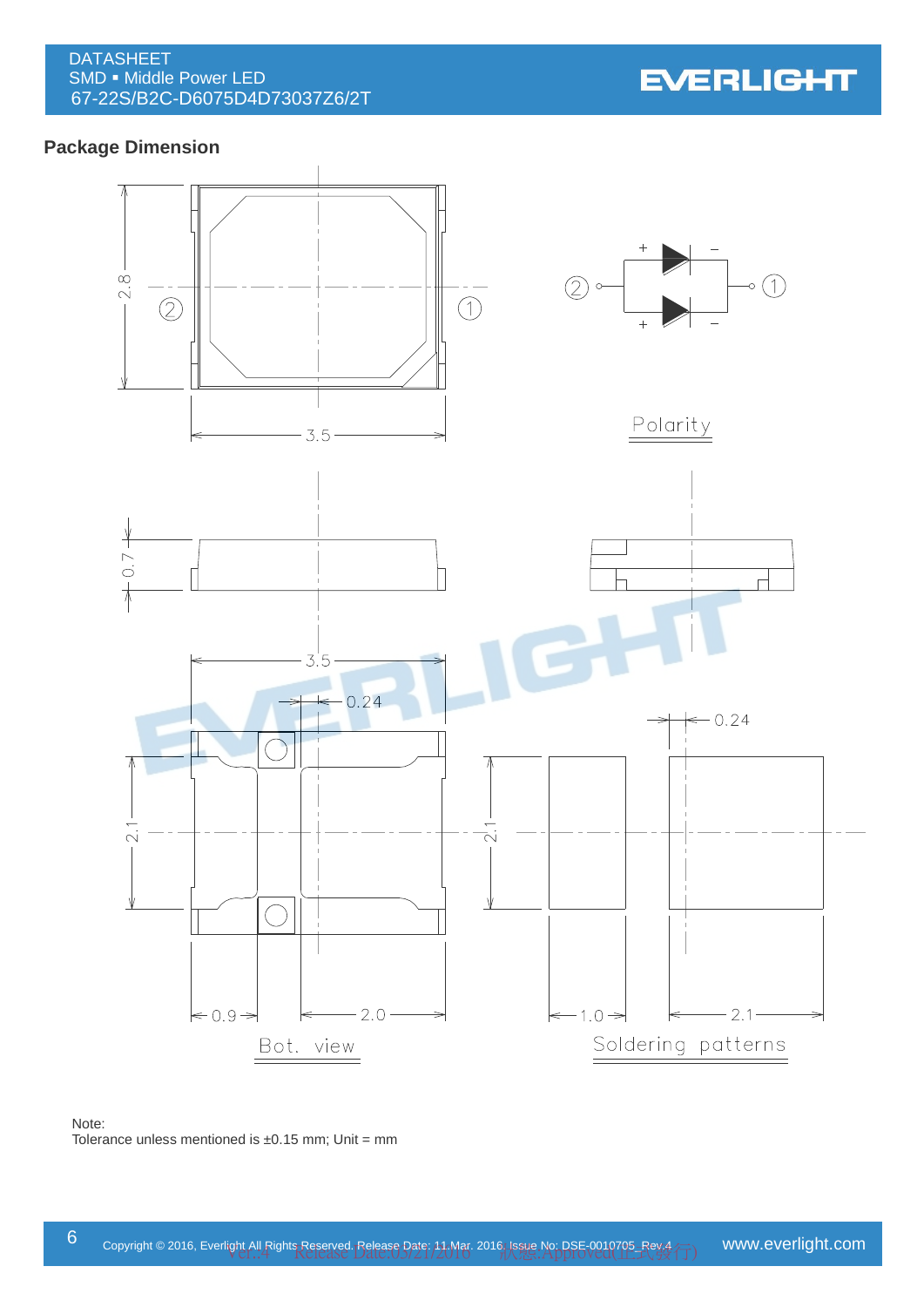## Package Dimension

Polarity

Bot. view

Soldering patterns

Note:
Tolerance unless mentioned is ±0.15 mm; Unit = mm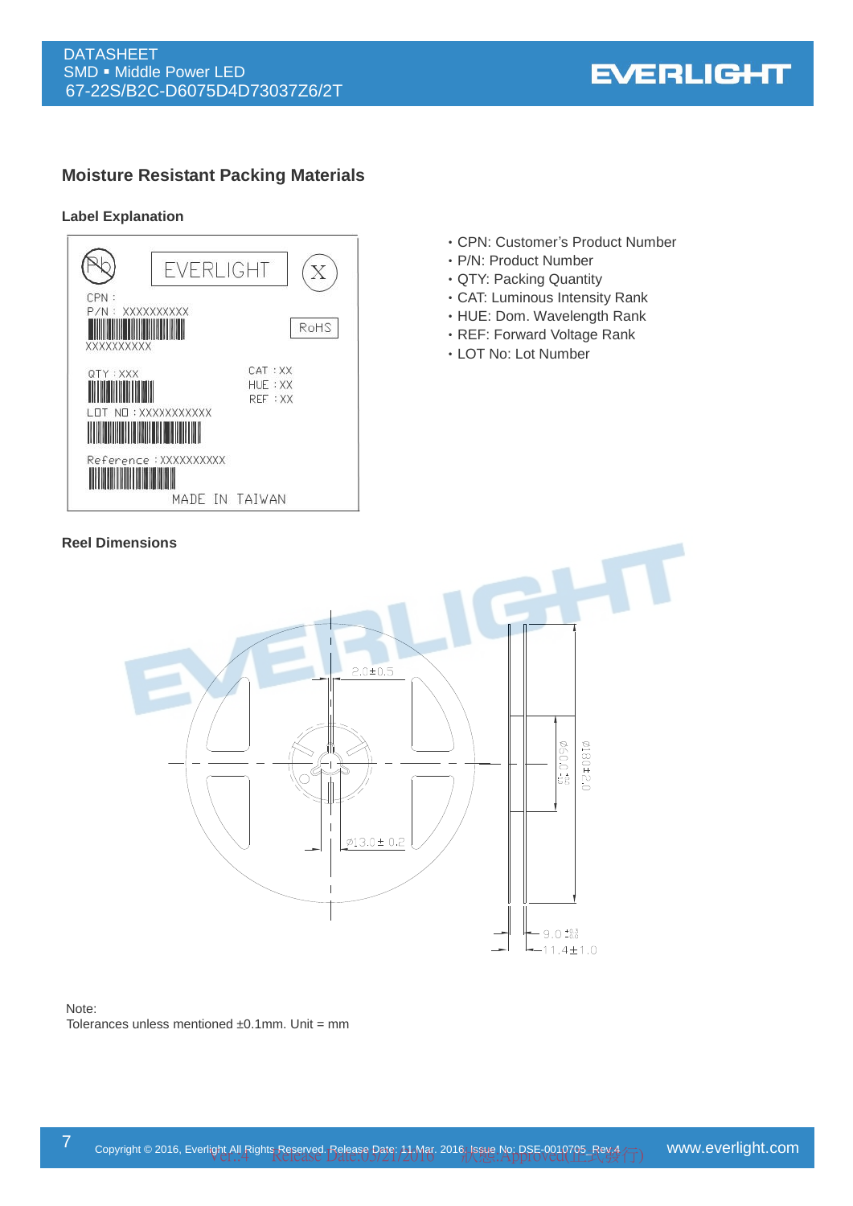## Moisture Resistant Packing Materials

### Label Explanation

- CPN: Customer's Product Number
- P/N: Product Number
- QTY: Packing Quantity
- CAT: Luminous Intensity Rank
- HUE: Dom. Wavelength Rank
- REF: Forward Voltage Rank
- LOT No: Lot Number

### Reel Dimensions

Note:
Tolerances unless mentioned ±0.1mm. Unit = mm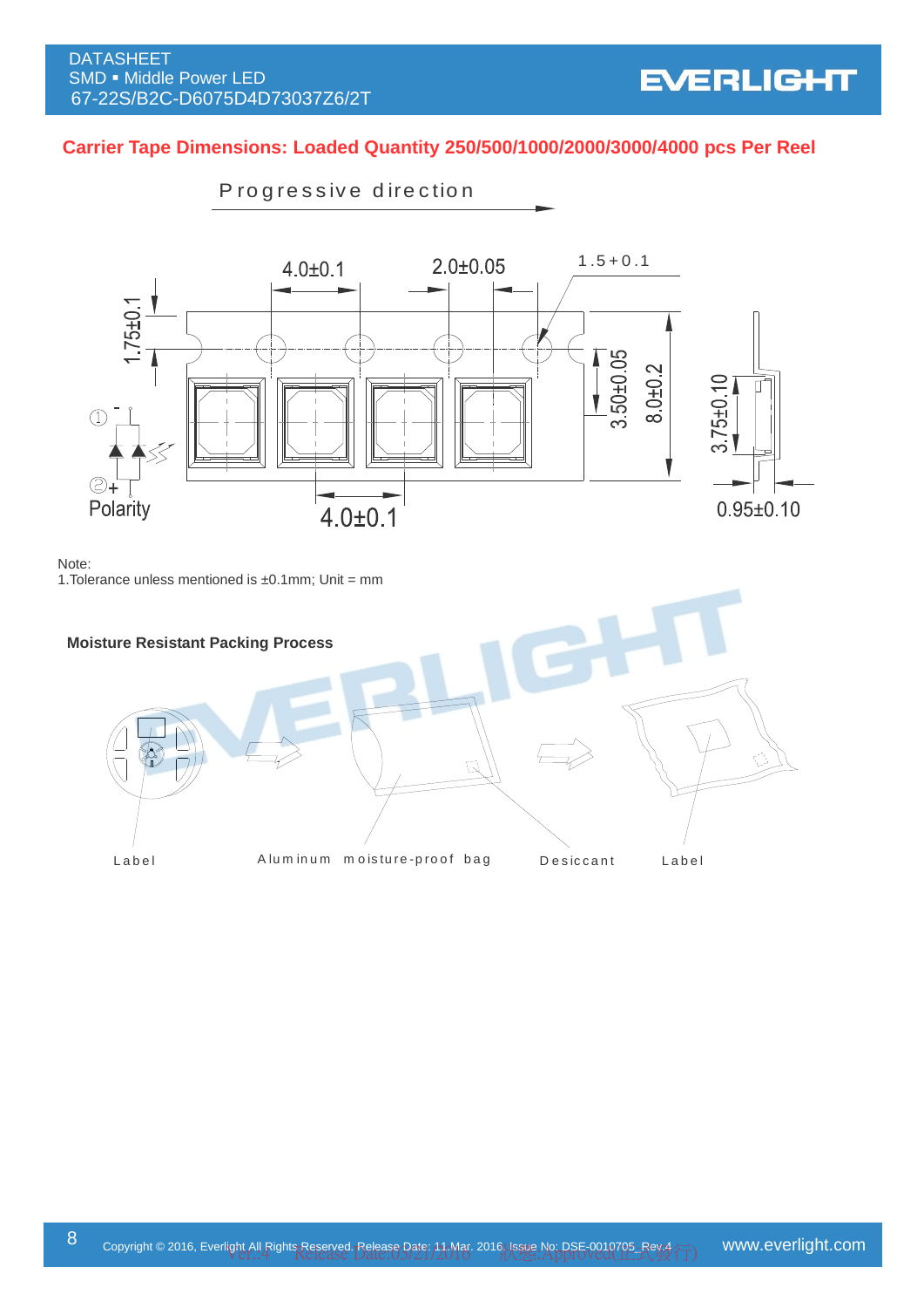## Carrier Tape Dimensions: Loaded Quantity 250/500/1000/2000/3000/4000 pcs Per Reel

Progressive direction

4.0±0.1 2.0±0.05 1.5+0.1

1.75±0.1 3.50±0.05 8.0±0.2 3.75±0.10

① -

②+

Polarity

4.0±0.1 0.95±0.10

Note:
1.Tolerance unless mentioned is ±0.1mm; Unit = mm

### Moisture Resistant Packing Process

Label Aluminum moisture-proof bag Desiccant Label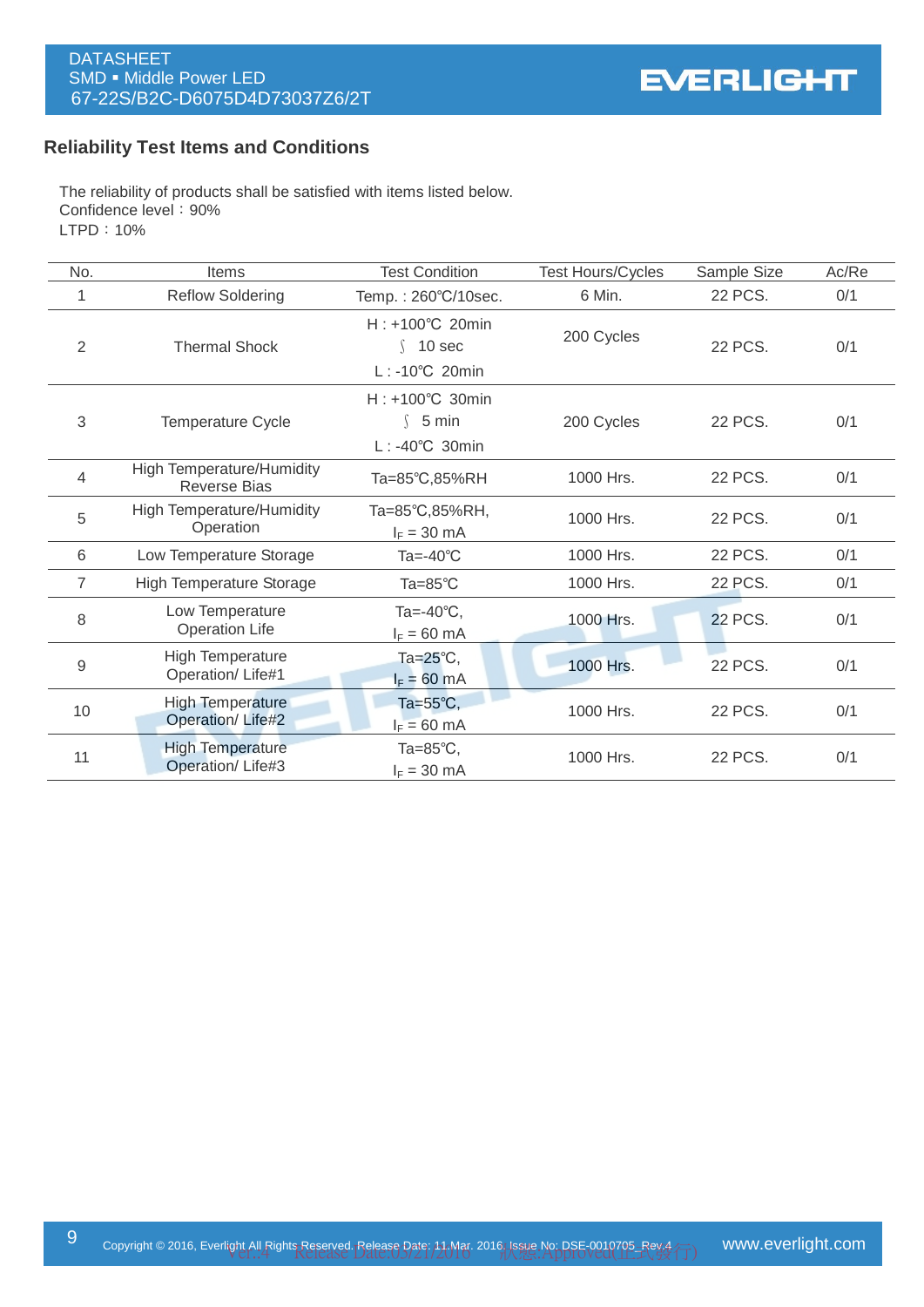## Reliability Test Items and Conditions

The reliability of products shall be satisfied with items listed below.
Confidence level：90%
LTPD：10%

| No. | Items | Test Condition | Test Hours/Cycles | Sample Size | Ac/Re |
|---|---|---|---|---|---|
| 1 | Reflow Soldering | Temp. : 260℃/10sec. | 6 Min. | 22 PCS. | 0/1 |
| 2 | Thermal Shock | H : +100℃ 20min ∫ 10 sec L : -10℃ 20min | 200 Cycles | 22 PCS. | 0/1 |
| 3 | Temperature Cycle | H : +100℃ 30min ∫ 5 min L : -40℃ 30min | 200 Cycles | 22 PCS. | 0/1 |
| 4 | High Temperature/Humidity Reverse Bias | Ta=85℃,85%RH | 1000 Hrs. | 22 PCS. | 0/1 |
| 5 | High Temperature/Humidity Operation | Ta=85℃,85%RH, $I_F$ = 30 mA | 1000 Hrs. | 22 PCS. | 0/1 |
| 6 | Low Temperature Storage | Ta=-40℃ | 1000 Hrs. | 22 PCS. | 0/1 |
| 7 | High Temperature Storage | Ta=85℃ | 1000 Hrs. | 22 PCS. | 0/1 |
| 8 | Low Temperature Operation Life | Ta=-40℃, $I_F$ = 60 mA | 1000 Hrs. | 22 PCS. | 0/1 |
| 9 | High Temperature Operation/ Life#1 | Ta=25℃, $I_F$ = 60 mA | 1000 Hrs. | 22 PCS. | 0/1 |
| 10 | High Temperature Operation/ Life#2 | Ta=55℃, $I_F$ = 60 mA | 1000 Hrs. | 22 PCS. | 0/1 |
| 11 | High Temperature Operation/ Life#3 | Ta=85℃, $I_F$ = 30 mA | 1000 Hrs. | 22 PCS. | 0/1 |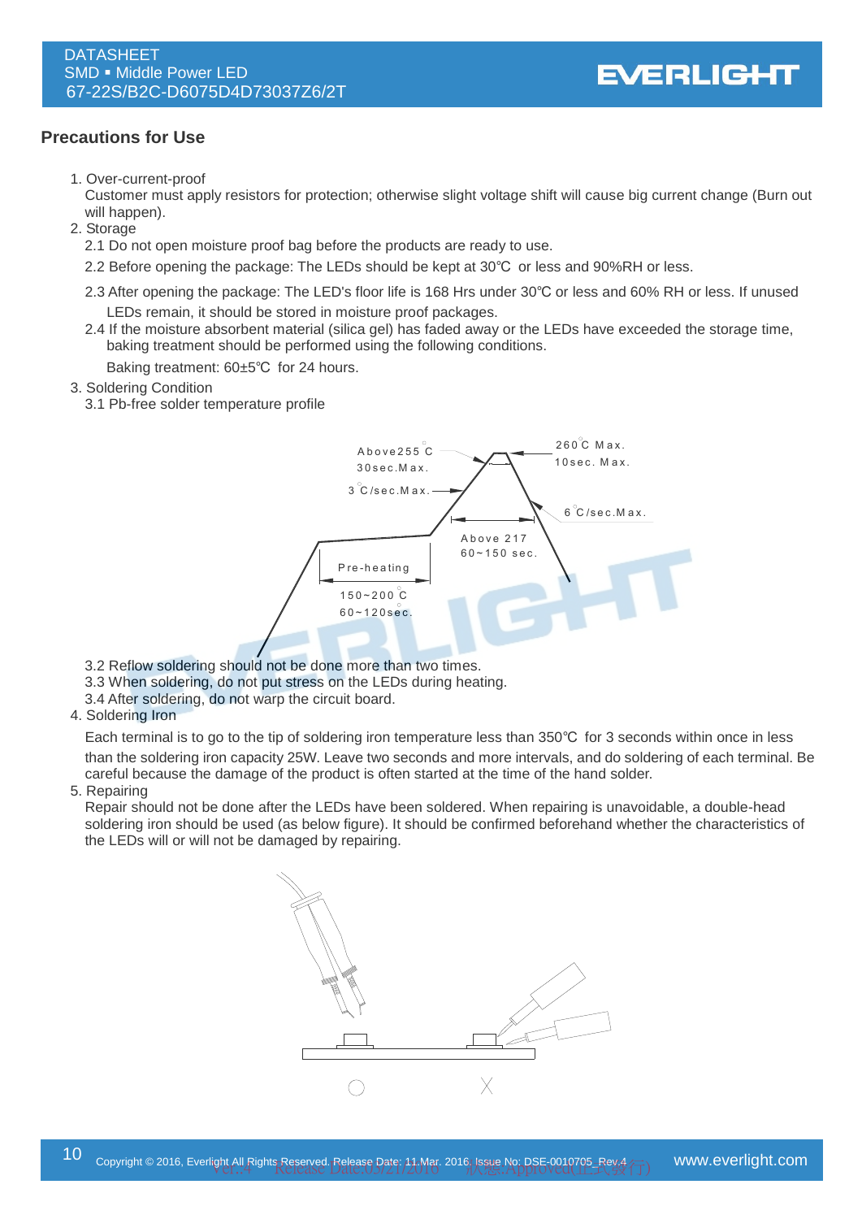## Precautions for Use

1. Over-current-proof

   Customer must apply resistors for protection; otherwise slight voltage shift will cause big current change (Burn out will happen).

2. Storage

   2.1 Do not open moisture proof bag before the products are ready to use.

   2.2 Before opening the package: The LEDs should be kept at 30℃ or less and 90%RH or less.

   2.3 After opening the package: The LED's floor life is 168 Hrs under 30℃ or less and 60% RH or less. If unused LEDs remain, it should be stored in moisture proof packages.

   2.4 If the moisture absorbent material (silica gel) has faded away or the LEDs have exceeded the storage time, baking treatment should be performed using the following conditions.

   Baking treatment: 60±5℃ for 24 hours.

3. Soldering Condition

   3.1 Pb-free solder temperature profile

Above255°C
30sec.Max.
260°C Max.
10sec. Max.
3°C/sec.Max.
6°C/sec.Max.
Above 217
60~150 sec.
Pre-heating
150~200°C
60~120sec.

   3.2 Reflow soldering should not be done more than two times.

   3.3 When soldering, do not put stress on the LEDs during heating.

   3.4 After soldering, do not warp the circuit board.

4. Soldering Iron

   Each terminal is to go to the tip of soldering iron temperature less than 350℃ for 3 seconds within once in less than the soldering iron capacity 25W. Leave two seconds and more intervals, and do soldering of each terminal. Be careful because the damage of the product is often started at the time of the hand solder.

5. Repairing

   Repair should not be done after the LEDs have been soldered. When repairing is unavoidable, a double-head soldering iron should be used (as below figure). It should be confirmed beforehand whether the characteristics of the LEDs will or will not be damaged by repairing.

○ X